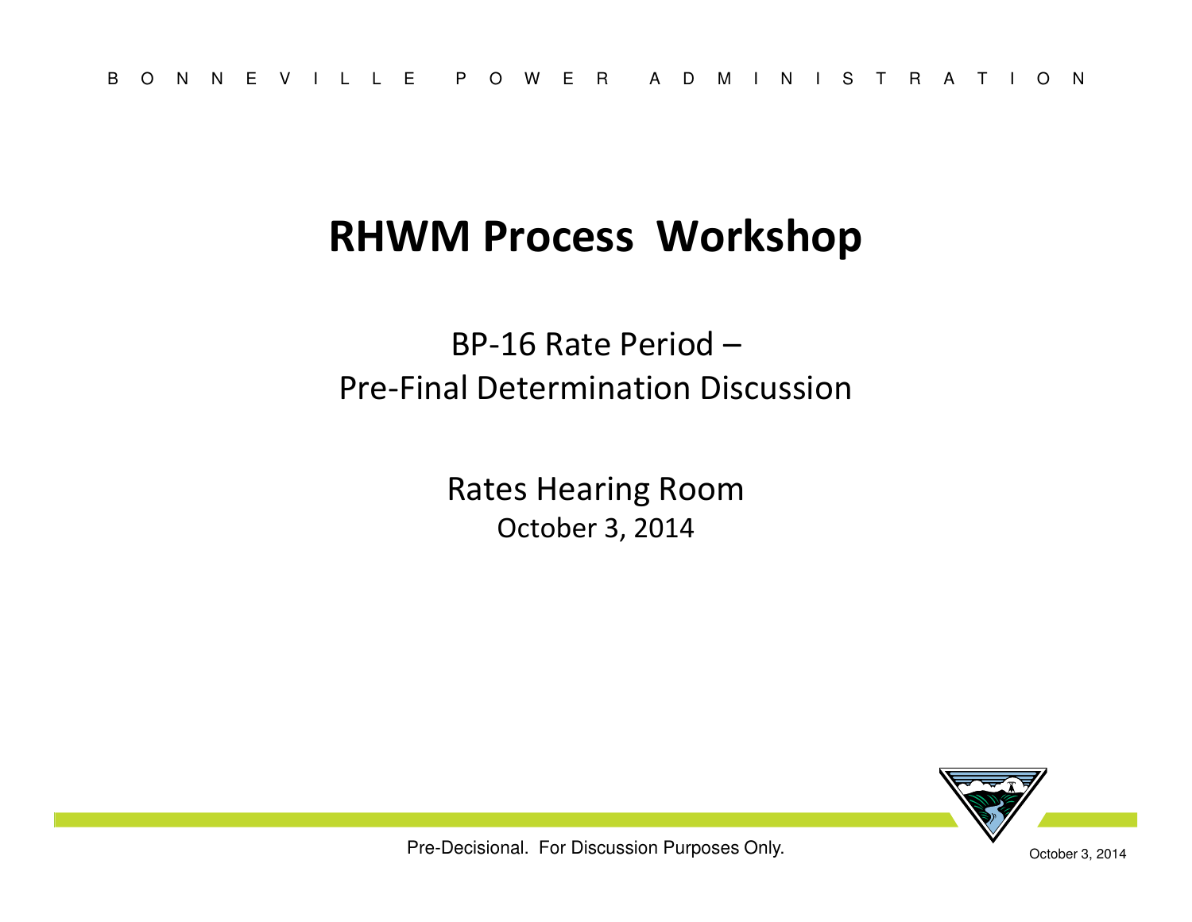# RHWM Process Workshop

BP-16 Rate Period –
Pre-Final Determination Discussion

Rates Hearing Room
October 3, 2014

Pre-Decisional. For Discussion Purposes Only.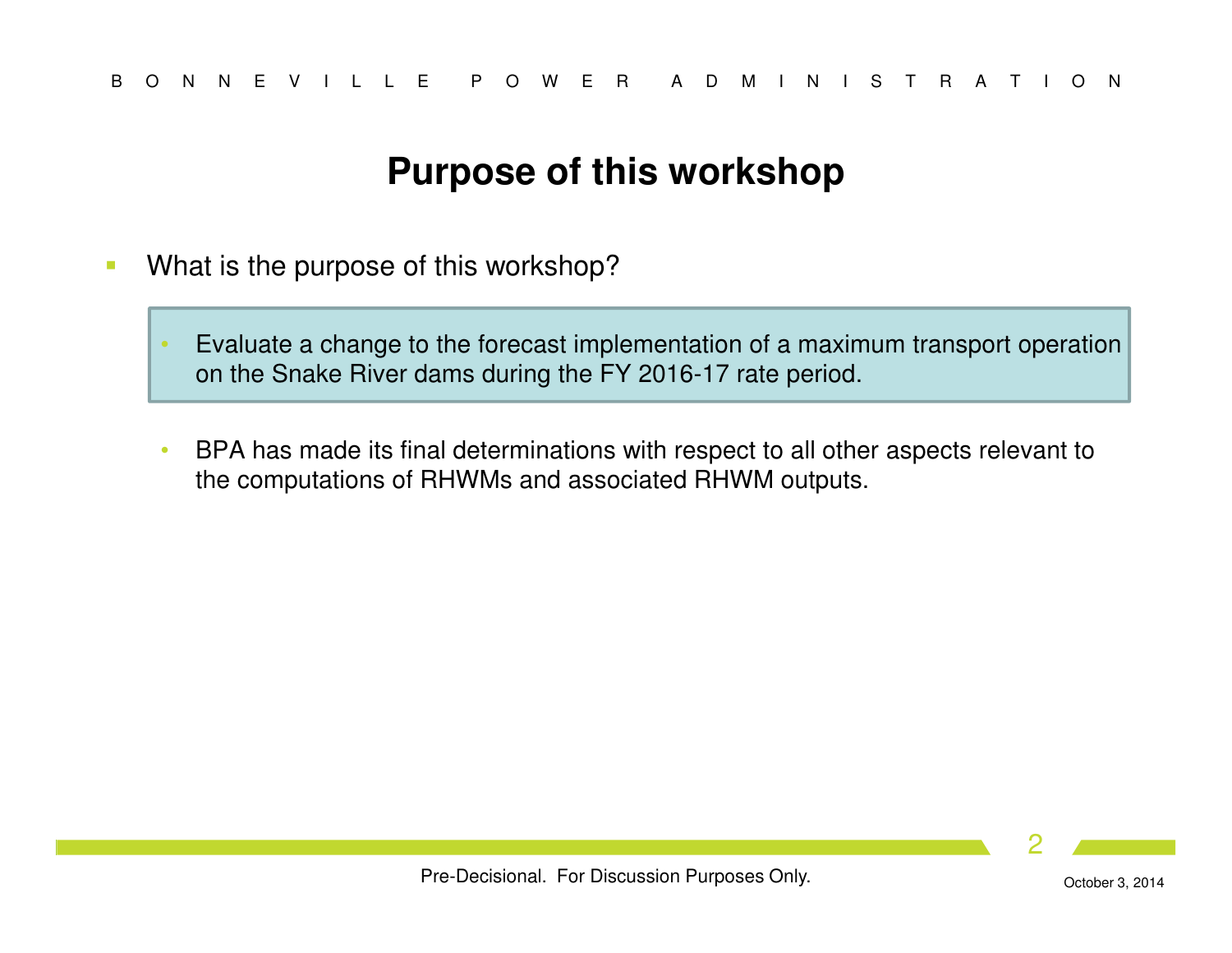# Purpose of this workshop

- What is the purpose of this workshop?
  - Evaluate a change to the forecast implementation of a maximum transport operation on the Snake River dams during the FY 2016-17 rate period.
  - BPA has made its final determinations with respect to all other aspects relevant to the computations of RHWMs and associated RHWM outputs.

Pre-Decisional. For Discussion Purposes Only.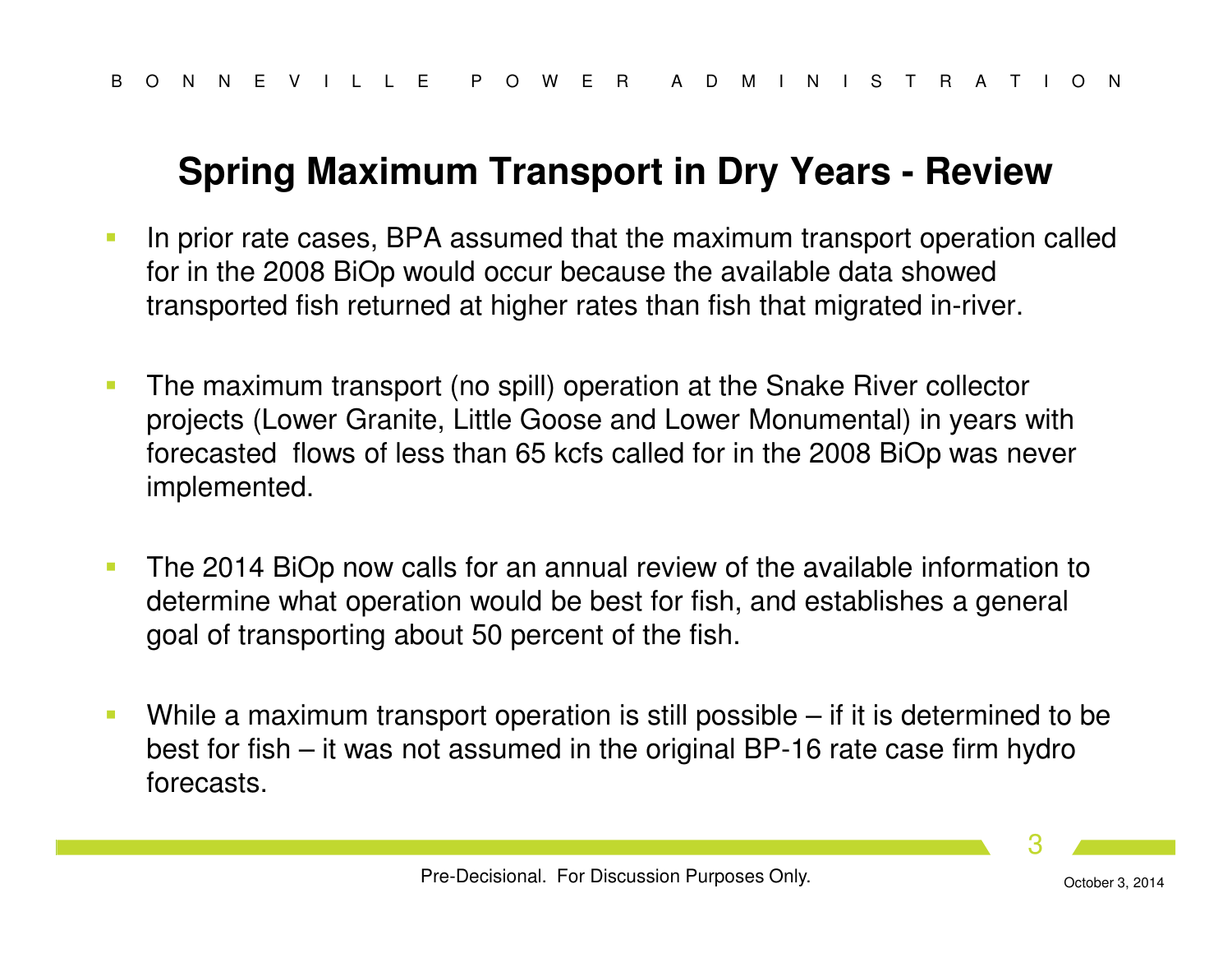# Spring Maximum Transport in Dry Years - Review

- In prior rate cases, BPA assumed that the maximum transport operation called for in the 2008 BiOp would occur because the available data showed transported fish returned at higher rates than fish that migrated in-river.
- The maximum transport (no spill) operation at the Snake River collector projects (Lower Granite, Little Goose and Lower Monumental) in years with forecasted flows of less than 65 kcfs called for in the 2008 BiOp was never implemented.
- The 2014 BiOp now calls for an annual review of the available information to determine what operation would be best for fish, and establishes a general goal of transporting about 50 percent of the fish.
- While a maximum transport operation is still possible – if it is determined to be best for fish – it was not assumed in the original BP-16 rate case firm hydro forecasts.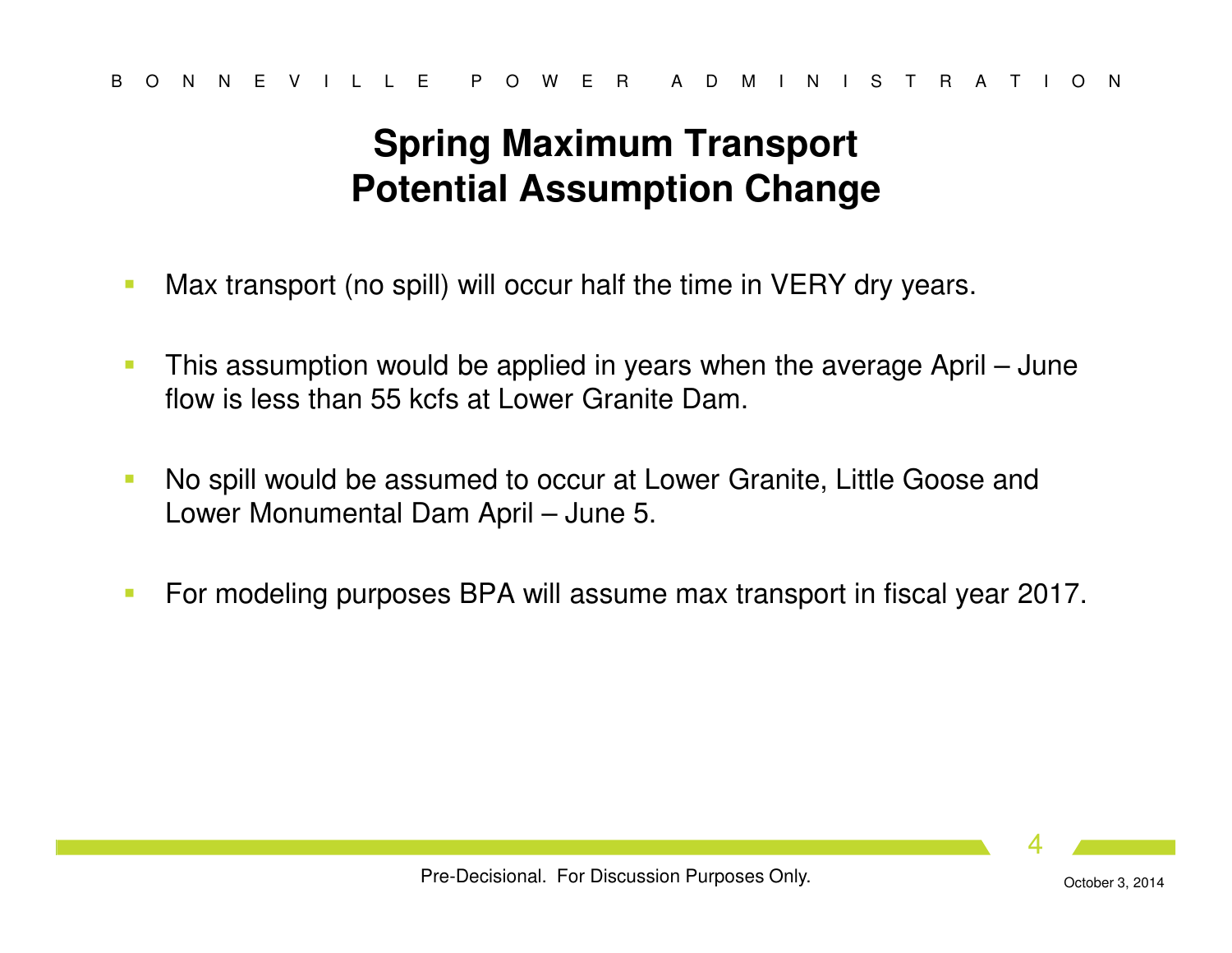# Spring Maximum Transport Potential Assumption Change

- Max transport (no spill) will occur half the time in VERY dry years.
- This assumption would be applied in years when the average April – June flow is less than 55 kcfs at Lower Granite Dam.
- No spill would be assumed to occur at Lower Granite, Little Goose and Lower Monumental Dam April – June 5.
- For modeling purposes BPA will assume max transport in fiscal year 2017.

Pre-Decisional. For Discussion Purposes Only.

October 3, 2014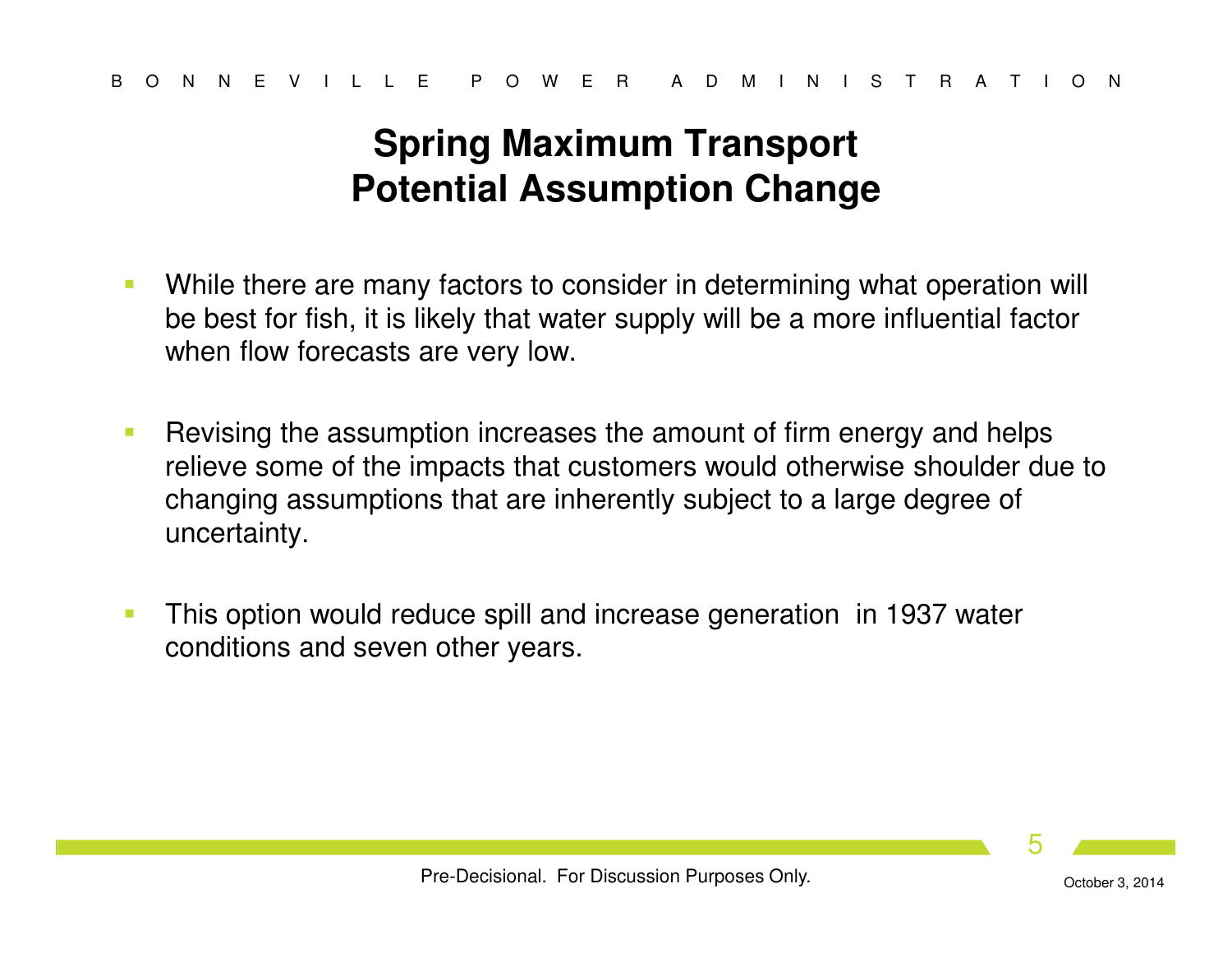# Spring Maximum Transport Potential Assumption Change

- While there are many factors to consider in determining what operation will be best for fish, it is likely that water supply will be a more influential factor when flow forecasts are very low.
- Revising the assumption increases the amount of firm energy and helps relieve some of the impacts that customers would otherwise shoulder due to changing assumptions that are inherently subject to a large degree of uncertainty.
- This option would reduce spill and increase generation in 1937 water conditions and seven other years.

Pre-Decisional. For Discussion Purposes Only.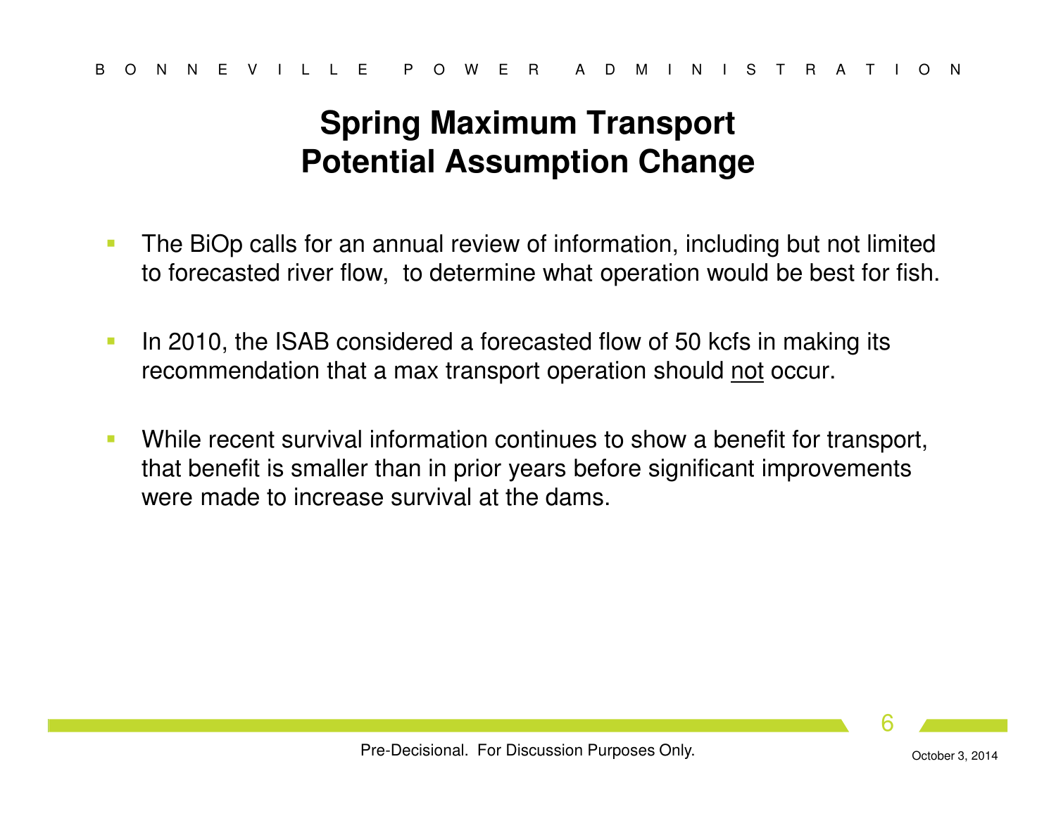# Spring Maximum Transport Potential Assumption Change

- The BiOp calls for an annual review of information, including but not limited to forecasted river flow, to determine what operation would be best for fish.

- In 2010, the ISAB considered a forecasted flow of 50 kcfs in making its recommendation that a max transport operation should not occur.

- While recent survival information continues to show a benefit for transport, that benefit is smaller than in prior years before significant improvements were made to increase survival at the dams.

Pre-Decisional. For Discussion Purposes Only.

October 3, 2014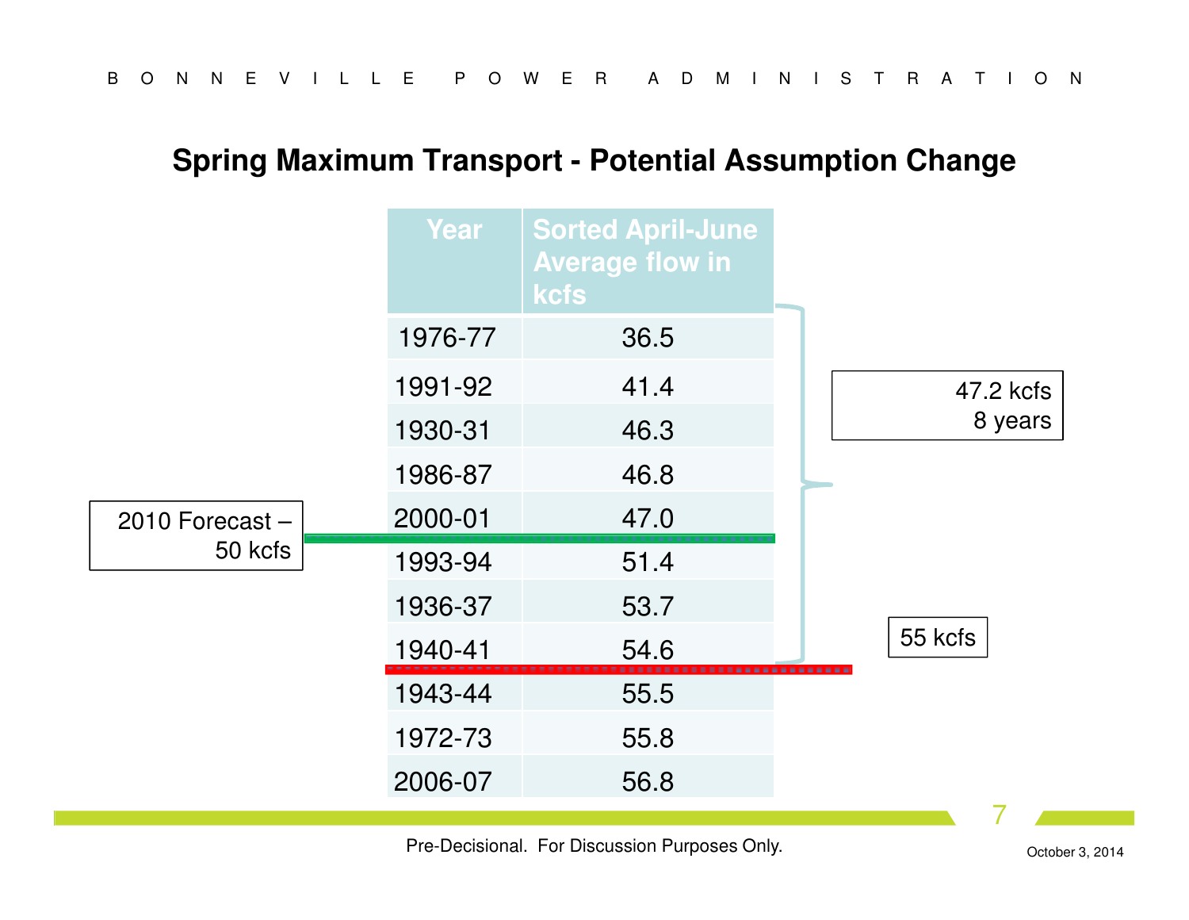## Spring Maximum Transport - Potential Assumption Change

| Year | Sorted April-June Average flow in kcfs |
|---|---|
| 1976-77 | 36.5 |
| 1991-92 | 41.4 |
| 1930-31 | 46.3 |
| 1986-87 | 46.8 |
| 2000-01 | 47.0 |
| 1993-94 | 51.4 |
| 1936-37 | 53.7 |
| 1940-41 | 54.6 |
| 1943-44 | 55.5 |
| 1972-73 | 55.8 |
| 2006-07 | 56.8 |

2010 Forecast – 50 kcfs

47.2 kcfs
8 years

55 kcfs

Pre-Decisional. For Discussion Purposes Only.

October 3, 2014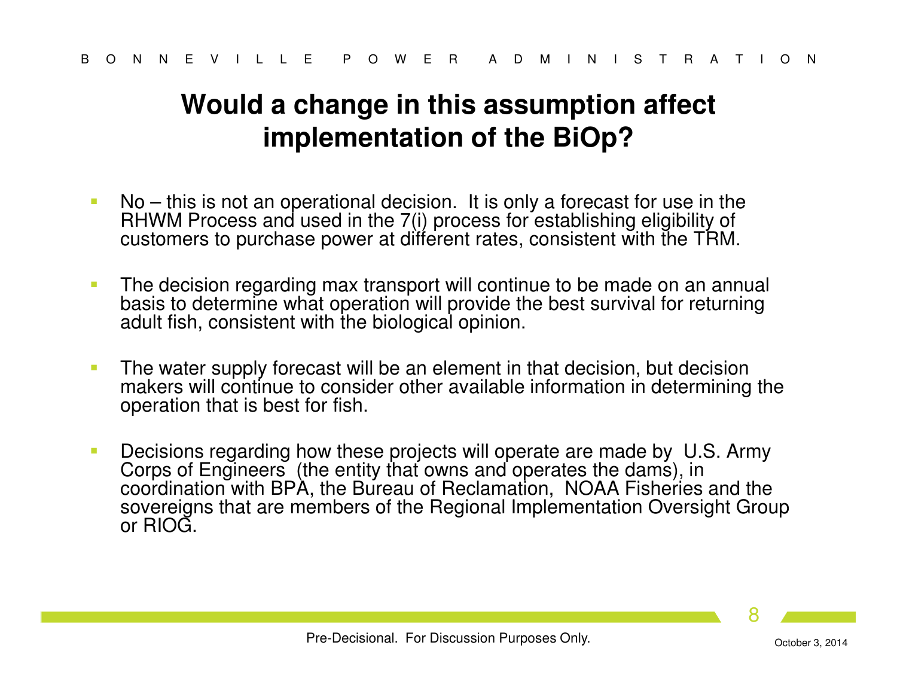# Would a change in this assumption affect implementation of the BiOp?

- No – this is not an operational decision. It is only a forecast for use in the RHWM Process and used in the 7(i) process for establishing eligibility of customers to purchase power at different rates, consistent with the TRM.
- The decision regarding max transport will continue to be made on an annual basis to determine what operation will provide the best survival for returning adult fish, consistent with the biological opinion.
- The water supply forecast will be an element in that decision, but decision makers will continue to consider other available information in determining the operation that is best for fish.
- Decisions regarding how these projects will operate are made by U.S. Army Corps of Engineers (the entity that owns and operates the dams), in coordination with BPA, the Bureau of Reclamation, NOAA Fisheries and the sovereigns that are members of the Regional Implementation Oversight Group or RIOG.

Pre-Decisional. For Discussion Purposes Only.

October 3, 2014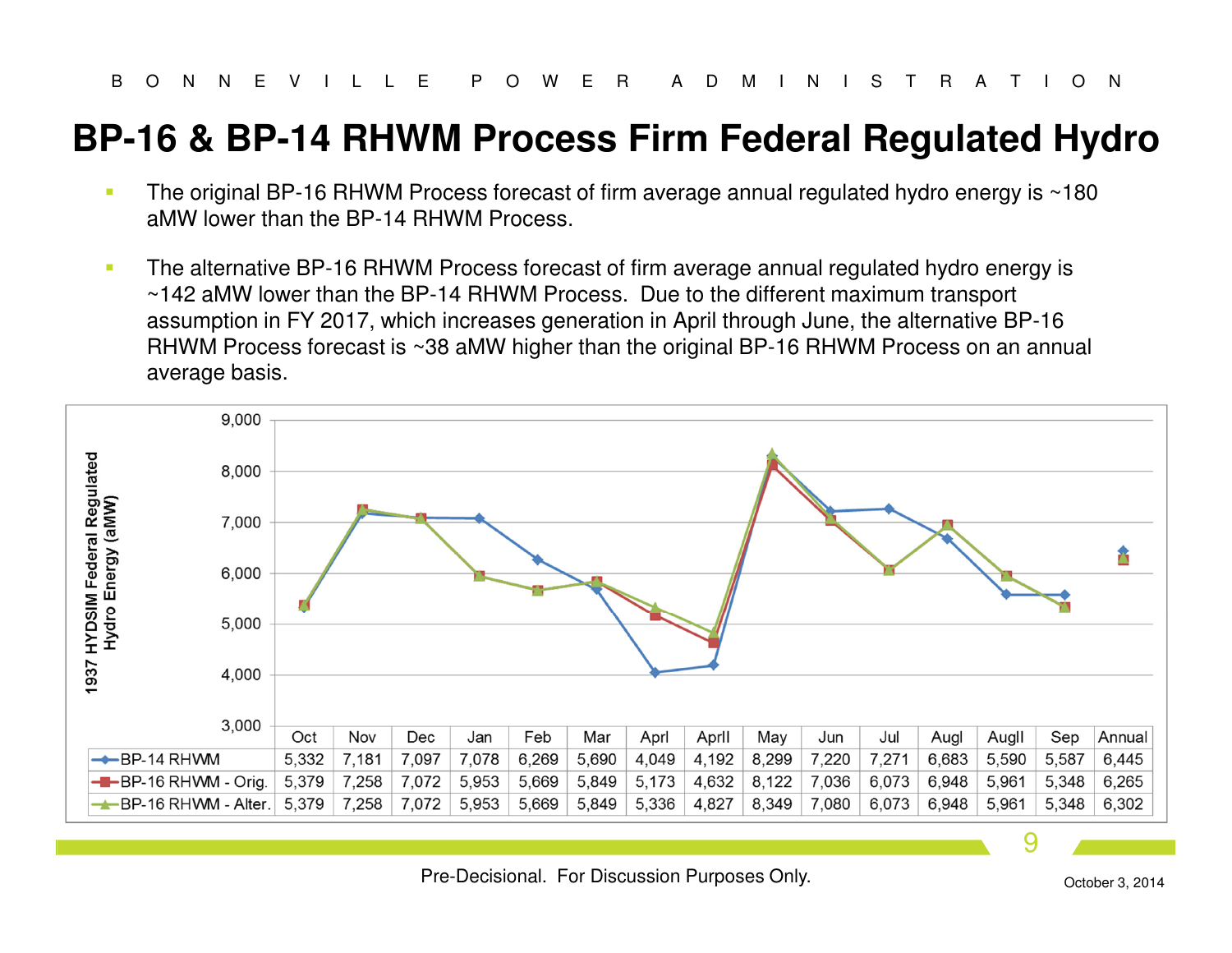# BP-16 & BP-14 RHWM Process Firm Federal Regulated Hydro

- The original BP-16 RHWM Process forecast of firm average annual regulated hydro energy is ~180 aMW lower than the BP-14 RHWM Process.
- The alternative BP-16 RHWM Process forecast of firm average annual regulated hydro energy is ~142 aMW lower than the BP-14 RHWM Process. Due to the different maximum transport assumption in FY 2017, which increases generation in April through June, the alternative BP-16 RHWM Process forecast is ~38 aMW higher than the original BP-16 RHWM Process on an annual average basis.

1937 HYDSIM Federal Regulated Hydro Energy (aMW)

| | Oct | Nov | Dec | Jan | Feb | Mar | AprI | AprII | May | Jun | Jul | AugI | AugII | Sep | Annual |
|---|---|---|---|---|---|---|---|---|---|---|---|---|---|---|---|
| BP-14 RHWM | 5,332 | 7,181 | 7,097 | 7,078 | 6,269 | 5,690 | 4,049 | 4,192 | 8,299 | 7,220 | 7,271 | 6,683 | 5,590 | 5,587 | 6,445 |
| BP-16 RHWM - Orig. | 5,379 | 7,258 | 7,072 | 5,953 | 5,669 | 5,849 | 5,173 | 4,632 | 8,122 | 7,036 | 6,073 | 6,948 | 5,961 | 5,348 | 6,265 |
| BP-16 RHWM - Alter. | 5,379 | 7,258 | 7,072 | 5,953 | 5,669 | 5,849 | 5,336 | 4,827 | 8,349 | 7,080 | 6,073 | 6,948 | 5,961 | 5,348 | 6,302 |

Pre-Decisional. For Discussion Purposes Only.

October 3, 2014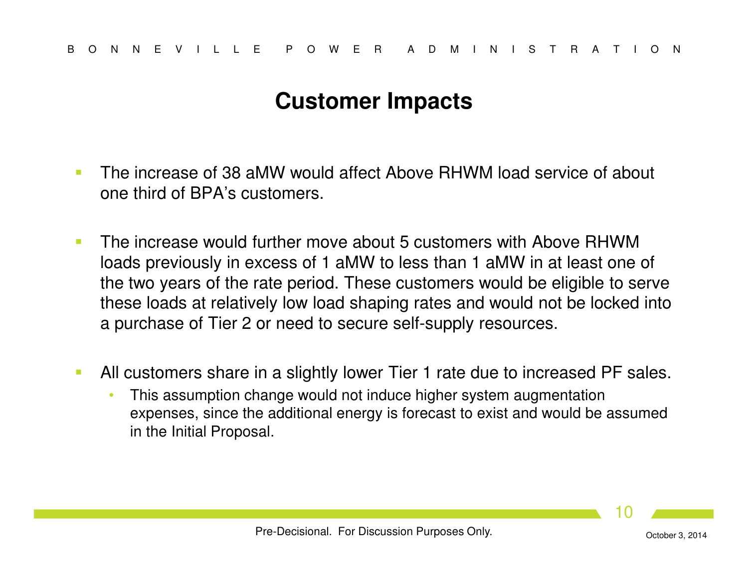# Customer Impacts

- The increase of 38 aMW would affect Above RHWM load service of about one third of BPA's customers.

- The increase would further move about 5 customers with Above RHWM loads previously in excess of 1 aMW to less than 1 aMW in at least one of the two years of the rate period. These customers would be eligible to serve these loads at relatively low load shaping rates and would not be locked into a purchase of Tier 2 or need to secure self-supply resources.

- All customers share in a slightly lower Tier 1 rate due to increased PF sales.
  - This assumption change would not induce higher system augmentation expenses, since the additional energy is forecast to exist and would be assumed in the Initial Proposal.

Pre-Decisional. For Discussion Purposes Only.

October 3, 2014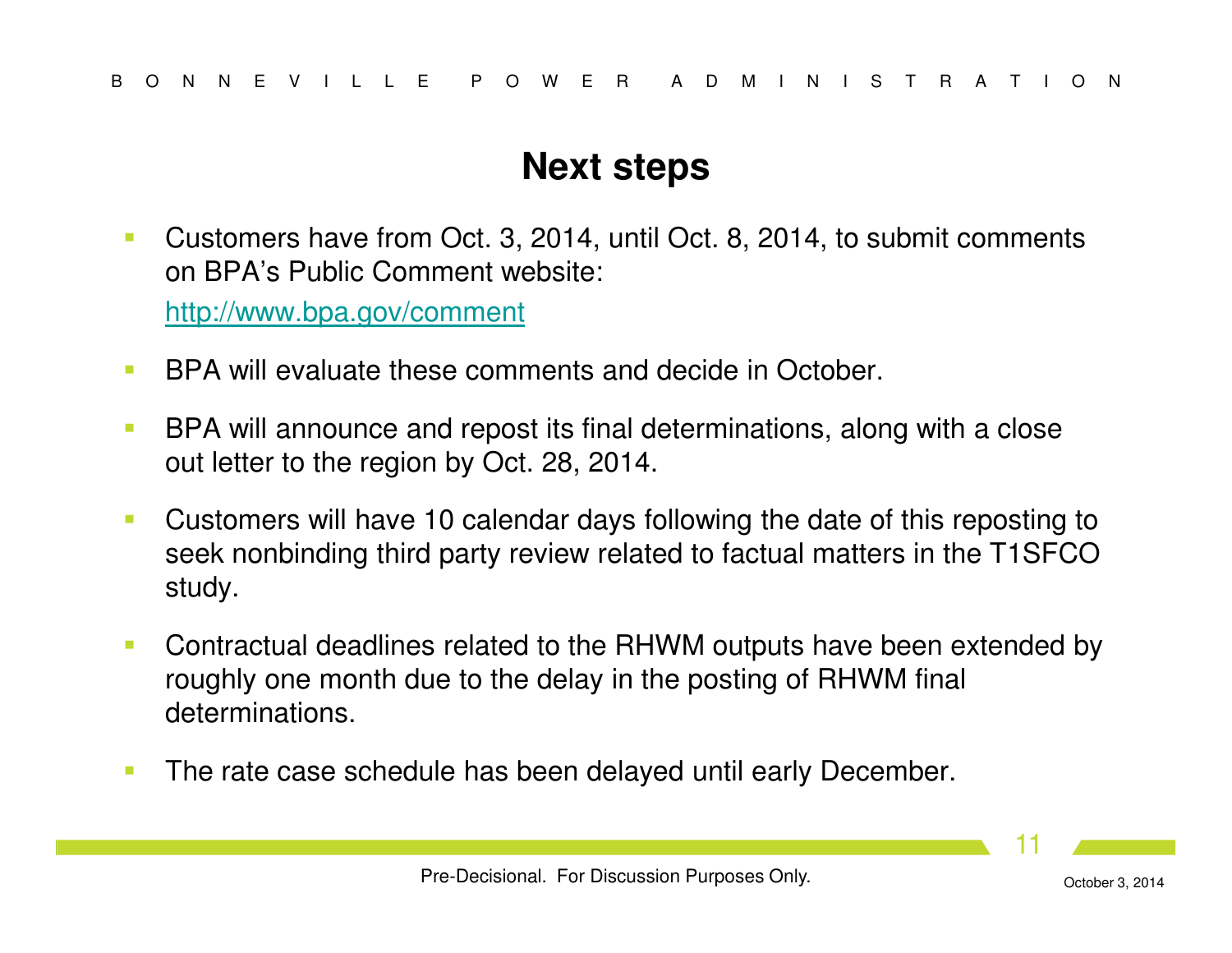# Next steps

- Customers have from Oct. 3, 2014, until Oct. 8, 2014, to submit comments on BPA's Public Comment website:

  http://www.bpa.gov/comment

- BPA will evaluate these comments and decide in October.
- BPA will announce and repost its final determinations, along with a close out letter to the region by Oct. 28, 2014.
- Customers will have 10 calendar days following the date of this reposting to seek nonbinding third party review related to factual matters in the T1SFCO study.
- Contractual deadlines related to the RHWM outputs have been extended by roughly one month due to the delay in the posting of RHWM final determinations.
- The rate case schedule has been delayed until early December.